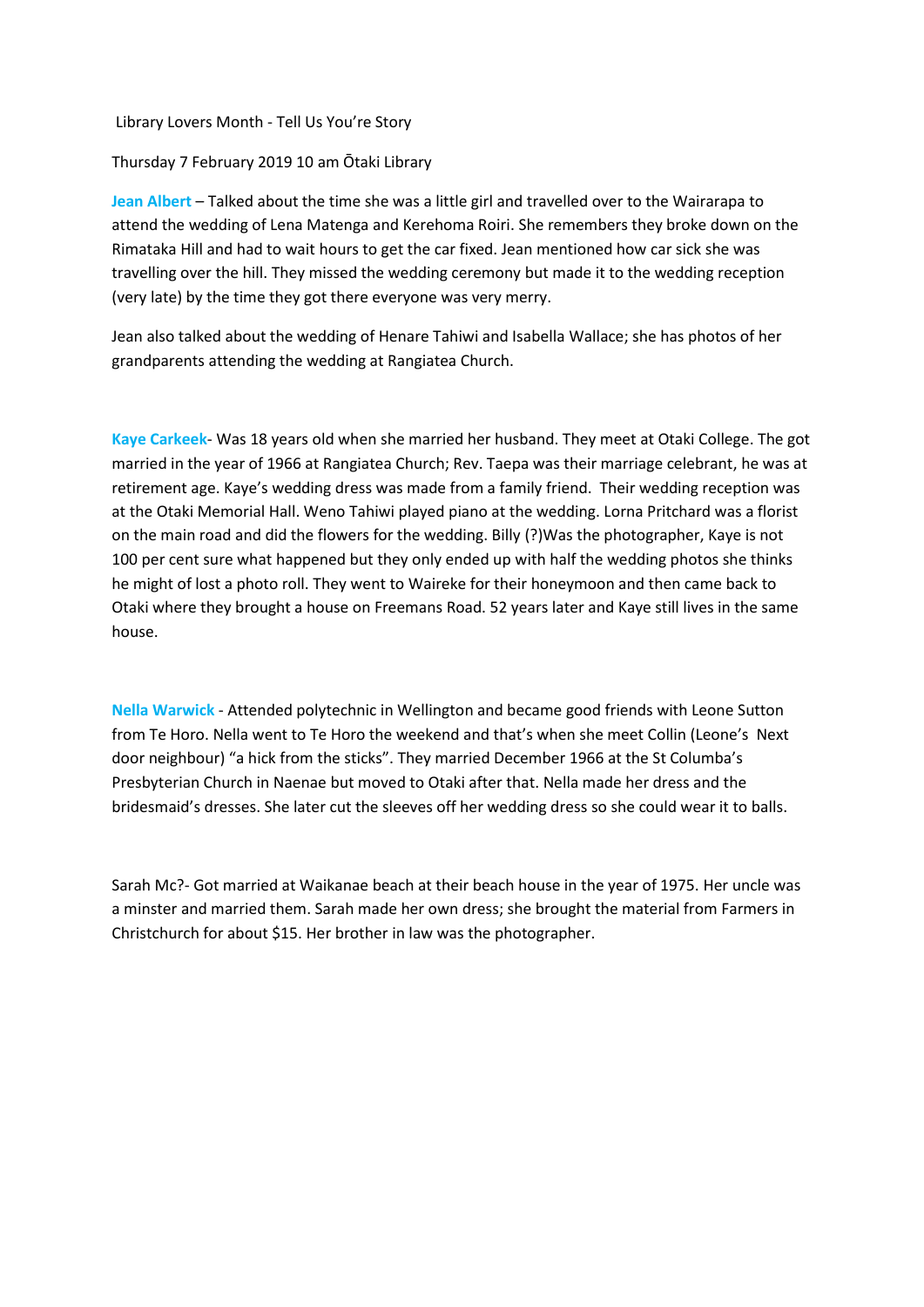Library Lovers Month - Tell Us You're Story

Thursday 7 February 2019 10 am Ōtaki Library

**Jean Albert** – Talked about the time she was a little girl and travelled over to the Wairarapa to attend the wedding of Lena Matenga and Kerehoma Roiri. She remembers they broke down on the Rimataka Hill and had to wait hours to get the car fixed. Jean mentioned how car sick she was travelling over the hill. They missed the wedding ceremony but made it to the wedding reception (very late) by the time they got there everyone was very merry.

Jean also talked about the wedding of Henare Tahiwi and Isabella Wallace; she has photos of her grandparents attending the wedding at Rangiatea Church.

**Kaye Carkeek**- Was 18 years old when she married her husband. They meet at Otaki College. The got married in the year of 1966 at Rangiatea Church; Rev. Taepa was their marriage celebrant, he was at retirement age. Kaye's wedding dress was made from a family friend. Their wedding reception was at the Otaki Memorial Hall. Weno Tahiwi played piano at the wedding. Lorna Pritchard was a florist on the main road and did the flowers for the wedding. Billy (?)Was the photographer, Kaye is not 100 per cent sure what happened but they only ended up with half the wedding photos she thinks he might of lost a photo roll. They went to Waireke for their honeymoon and then came back to Otaki where they brought a house on Freemans Road. 52 years later and Kaye still lives in the same house.

**Nella Warwick** - Attended polytechnic in Wellington and became good friends with Leone Sutton from Te Horo. Nella went to Te Horo the weekend and that's when she meet Collin (Leone's Next door neighbour) "a hick from the sticks". They married December 1966 at the St Columba's Presbyterian Church in Naenae but moved to Otaki after that. Nella made her dress and the bridesmaid's dresses. She later cut the sleeves off her wedding dress so she could wear it to balls.

Sarah Mc?- Got married at Waikanae beach at their beach house in the year of 1975. Her uncle was a minster and married them. Sarah made her own dress; she brought the material from Farmers in Christchurch for about $15. Her brother in law was the photographer.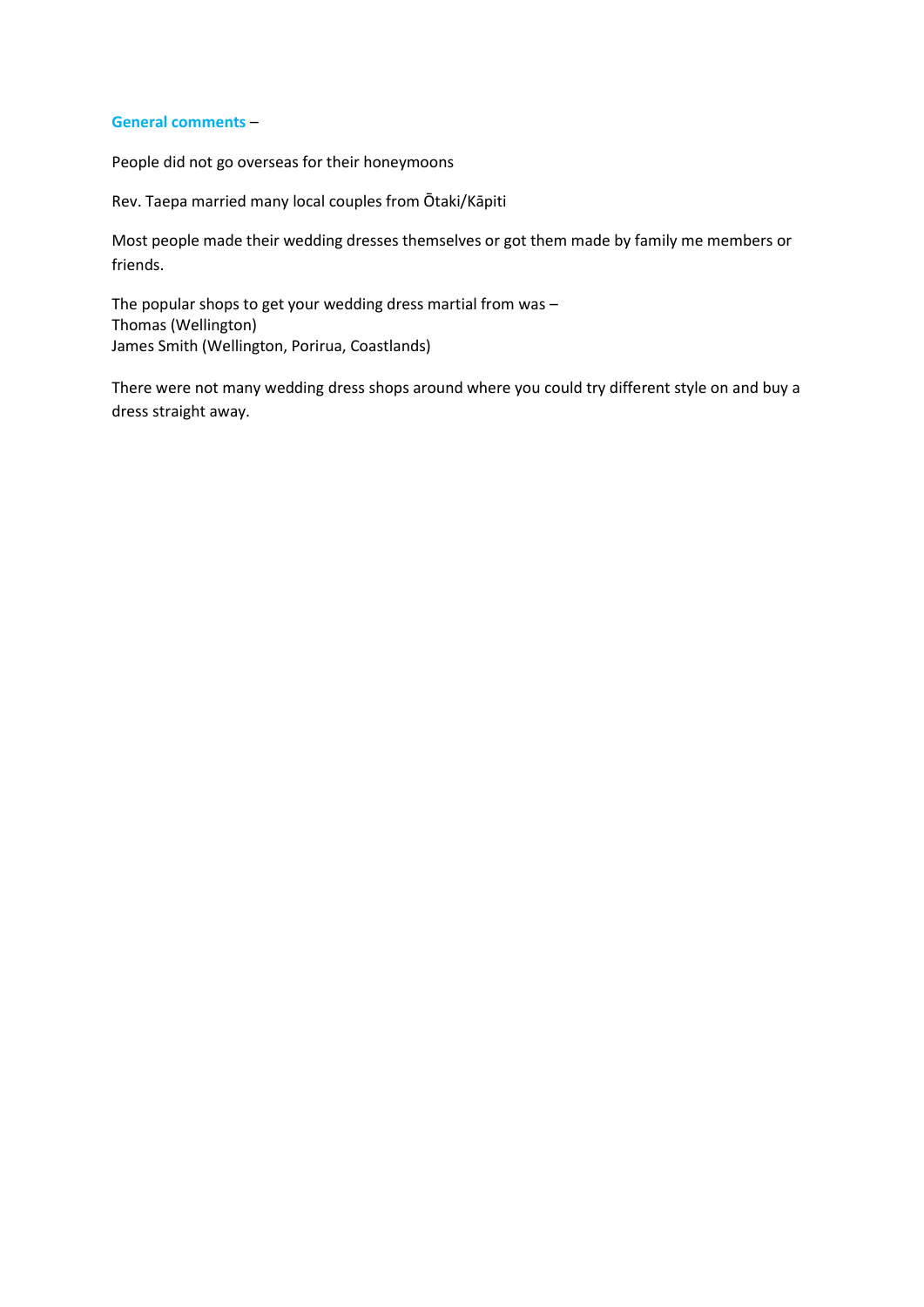**General comments** –

People did not go overseas for their honeymoons

Rev. Taepa married many local couples from Ōtaki/Kāpiti

Most people made their wedding dresses themselves or got them made by family me members or friends.

The popular shops to get your wedding dress martial from was –  
Thomas (Wellington)  
James Smith (Wellington, Porirua, Coastlands)

There were not many wedding dress shops around where you could try different style on and buy a dress straight away.